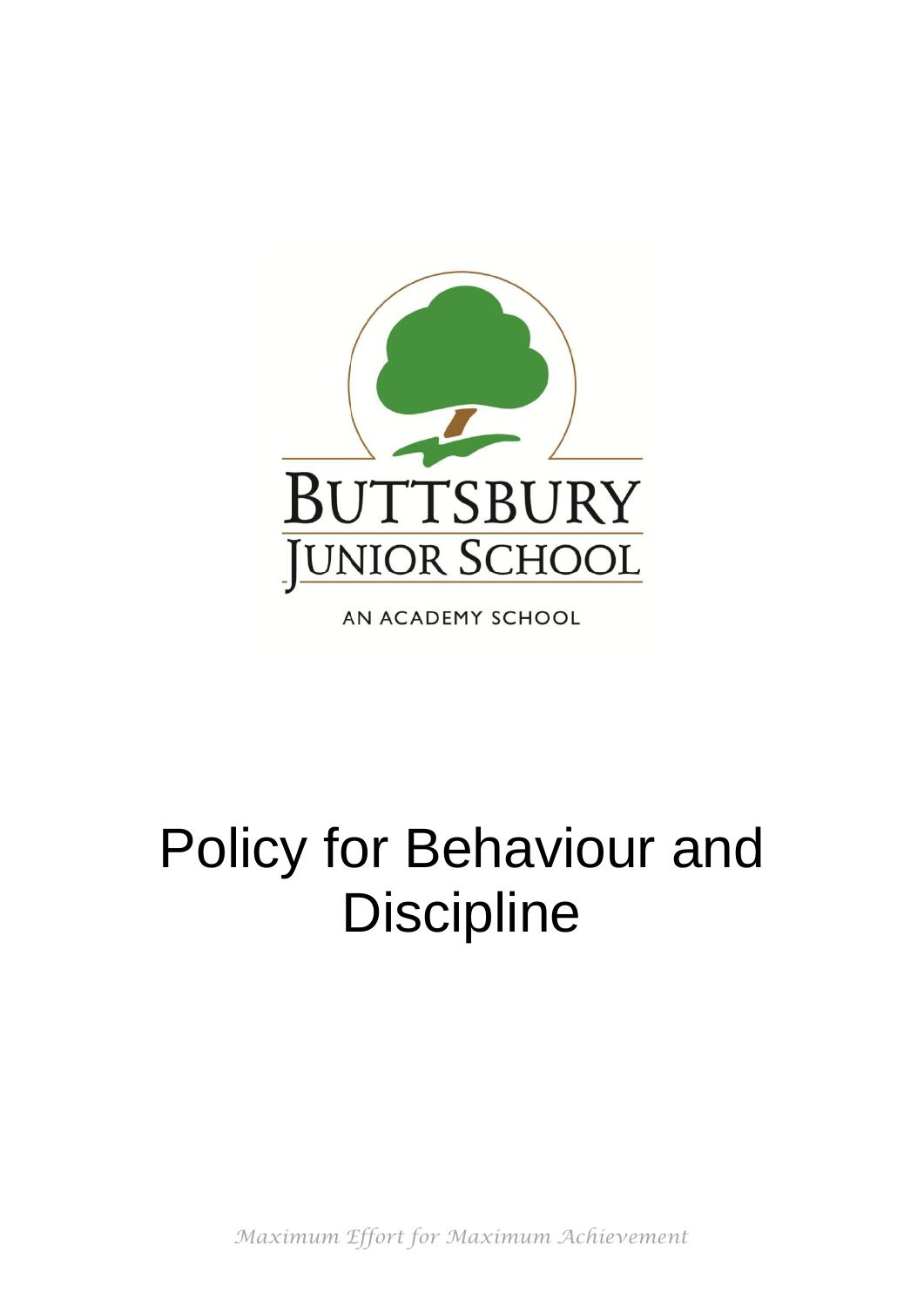BUTTSBURY
JUNIOR SCHOOL

AN ACADEMY SCHOOL

# Policy for Behaviour and Discipline

*Maximum Effort for Maximum Achievement*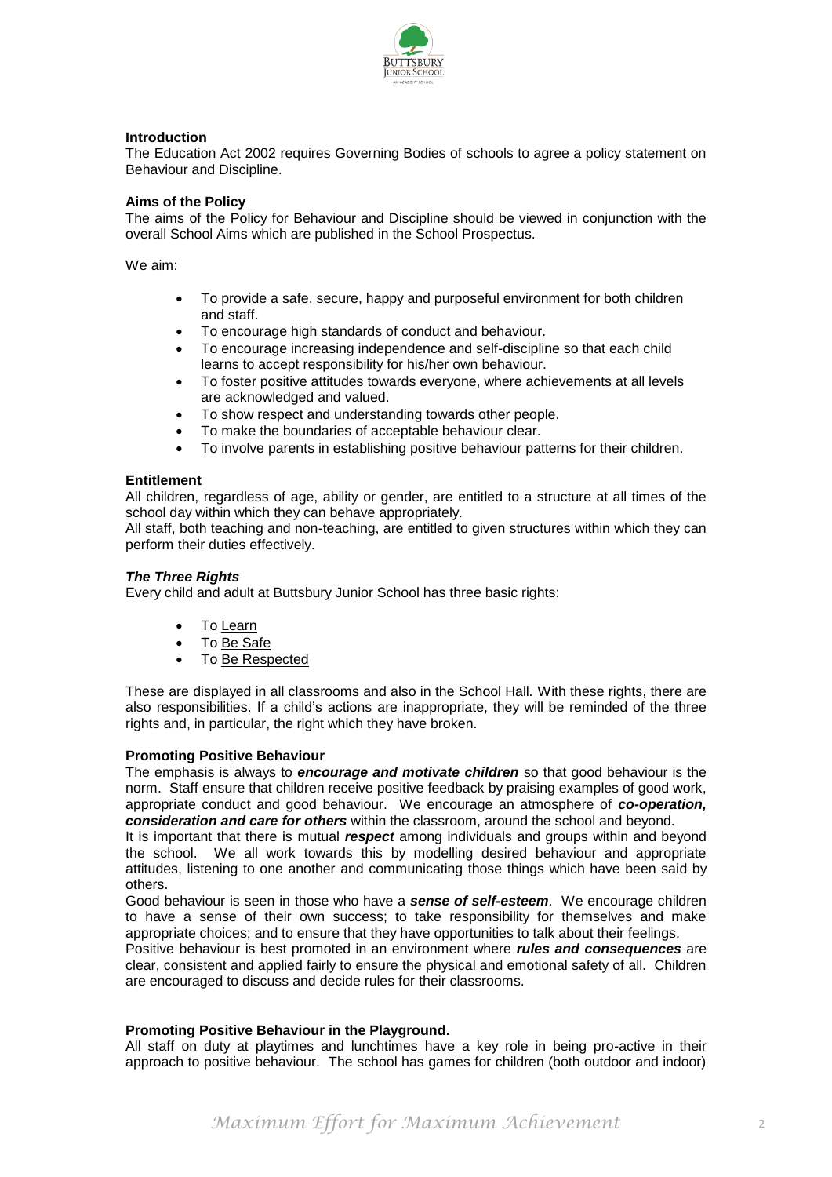**Introduction**

The Education Act 2002 requires Governing Bodies of schools to agree a policy statement on Behaviour and Discipline.

**Aims of the Policy**

The aims of the Policy for Behaviour and Discipline should be viewed in conjunction with the overall School Aims which are published in the School Prospectus.

We aim:

- To provide a safe, secure, happy and purposeful environment for both children and staff.
- To encourage high standards of conduct and behaviour.
- To encourage increasing independence and self-discipline so that each child learns to accept responsibility for his/her own behaviour.
- To foster positive attitudes towards everyone, where achievements at all levels are acknowledged and valued.
- To show respect and understanding towards other people.
- To make the boundaries of acceptable behaviour clear.
- To involve parents in establishing positive behaviour patterns for their children.

**Entitlement**

All children, regardless of age, ability or gender, are entitled to a structure at all times of the school day within which they can behave appropriately.

All staff, both teaching and non-teaching, are entitled to given structures within which they can perform their duties effectively.

***The Three Rights***

Every child and adult at Buttsbury Junior School has three basic rights:

- To Learn
- To Be Safe
- To Be Respected

These are displayed in all classrooms and also in the School Hall. With these rights, there are also responsibilities. If a child's actions are inappropriate, they will be reminded of the three rights and, in particular, the right which they have broken.

**Promoting Positive Behaviour**

The emphasis is always to ***encourage and motivate children*** so that good behaviour is the norm. Staff ensure that children receive positive feedback by praising examples of good work, appropriate conduct and good behaviour. We encourage an atmosphere of ***co-operation, consideration and care for others*** within the classroom, around the school and beyond.

It is important that there is mutual ***respect*** among individuals and groups within and beyond the school. We all work towards this by modelling desired behaviour and appropriate attitudes, listening to one another and communicating those things which have been said by others.

Good behaviour is seen in those who have a ***sense of self-esteem***. We encourage children to have a sense of their own success; to take responsibility for themselves and make appropriate choices; and to ensure that they have opportunities to talk about their feelings.

Positive behaviour is best promoted in an environment where ***rules and consequences*** are clear, consistent and applied fairly to ensure the physical and emotional safety of all. Children are encouraged to discuss and decide rules for their classrooms.

**Promoting Positive Behaviour in the Playground.**

All staff on duty at playtimes and lunchtimes have a key role in being pro-active in their approach to positive behaviour. The school has games for children (both outdoor and indoor)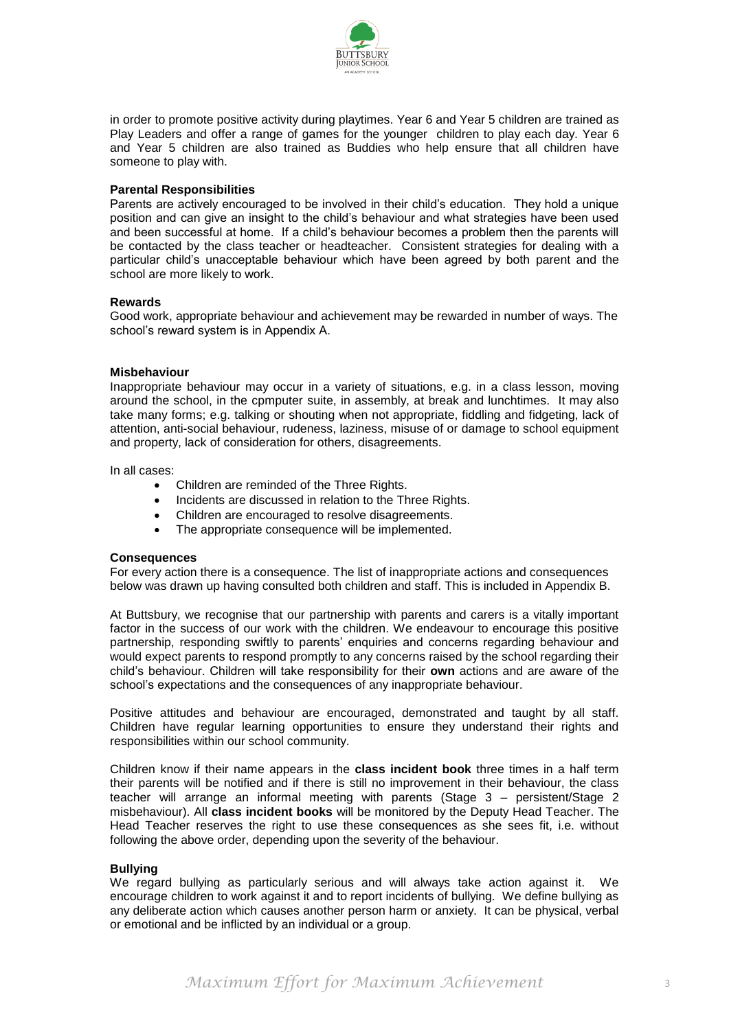in order to promote positive activity during playtimes. Year 6 and Year 5 children are trained as Play Leaders and offer a range of games for the younger children to play each day. Year 6 and Year 5 children are also trained as Buddies who help ensure that all children have someone to play with.

**Parental Responsibilities**

Parents are actively encouraged to be involved in their child's education. They hold a unique position and can give an insight to the child's behaviour and what strategies have been used and been successful at home. If a child's behaviour becomes a problem then the parents will be contacted by the class teacher or headteacher. Consistent strategies for dealing with a particular child's unacceptable behaviour which have been agreed by both parent and the school are more likely to work.

**Rewards**

Good work, appropriate behaviour and achievement may be rewarded in number of ways. The school's reward system is in Appendix A.

**Misbehaviour**

Inappropriate behaviour may occur in a variety of situations, e.g. in a class lesson, moving around the school, in the cpmputer suite, in assembly, at break and lunchtimes. It may also take many forms; e.g. talking or shouting when not appropriate, fiddling and fidgeting, lack of attention, anti-social behaviour, rudeness, laziness, misuse of or damage to school equipment and property, lack of consideration for others, disagreements.

In all cases:

- Children are reminded of the Three Rights.
- Incidents are discussed in relation to the Three Rights.
- Children are encouraged to resolve disagreements.
- The appropriate consequence will be implemented.

**Consequences**

For every action there is a consequence. The list of inappropriate actions and consequences below was drawn up having consulted both children and staff. This is included in Appendix B.

At Buttsbury, we recognise that our partnership with parents and carers is a vitally important factor in the success of our work with the children. We endeavour to encourage this positive partnership, responding swiftly to parents' enquiries and concerns regarding behaviour and would expect parents to respond promptly to any concerns raised by the school regarding their child's behaviour. Children will take responsibility for their **own** actions and are aware of the school's expectations and the consequences of any inappropriate behaviour.

Positive attitudes and behaviour are encouraged, demonstrated and taught by all staff. Children have regular learning opportunities to ensure they understand their rights and responsibilities within our school community.

Children know if their name appears in the **class incident book** three times in a half term their parents will be notified and if there is still no improvement in their behaviour, the class teacher will arrange an informal meeting with parents (Stage 3 – persistent/Stage 2 misbehaviour). All **class incident books** will be monitored by the Deputy Head Teacher. The Head Teacher reserves the right to use these consequences as she sees fit, i.e. without following the above order, depending upon the severity of the behaviour.

**Bullying**

We regard bullying as particularly serious and will always take action against it. We encourage children to work against it and to report incidents of bullying. We define bullying as any deliberate action which causes another person harm or anxiety. It can be physical, verbal or emotional and be inflicted by an individual or a group.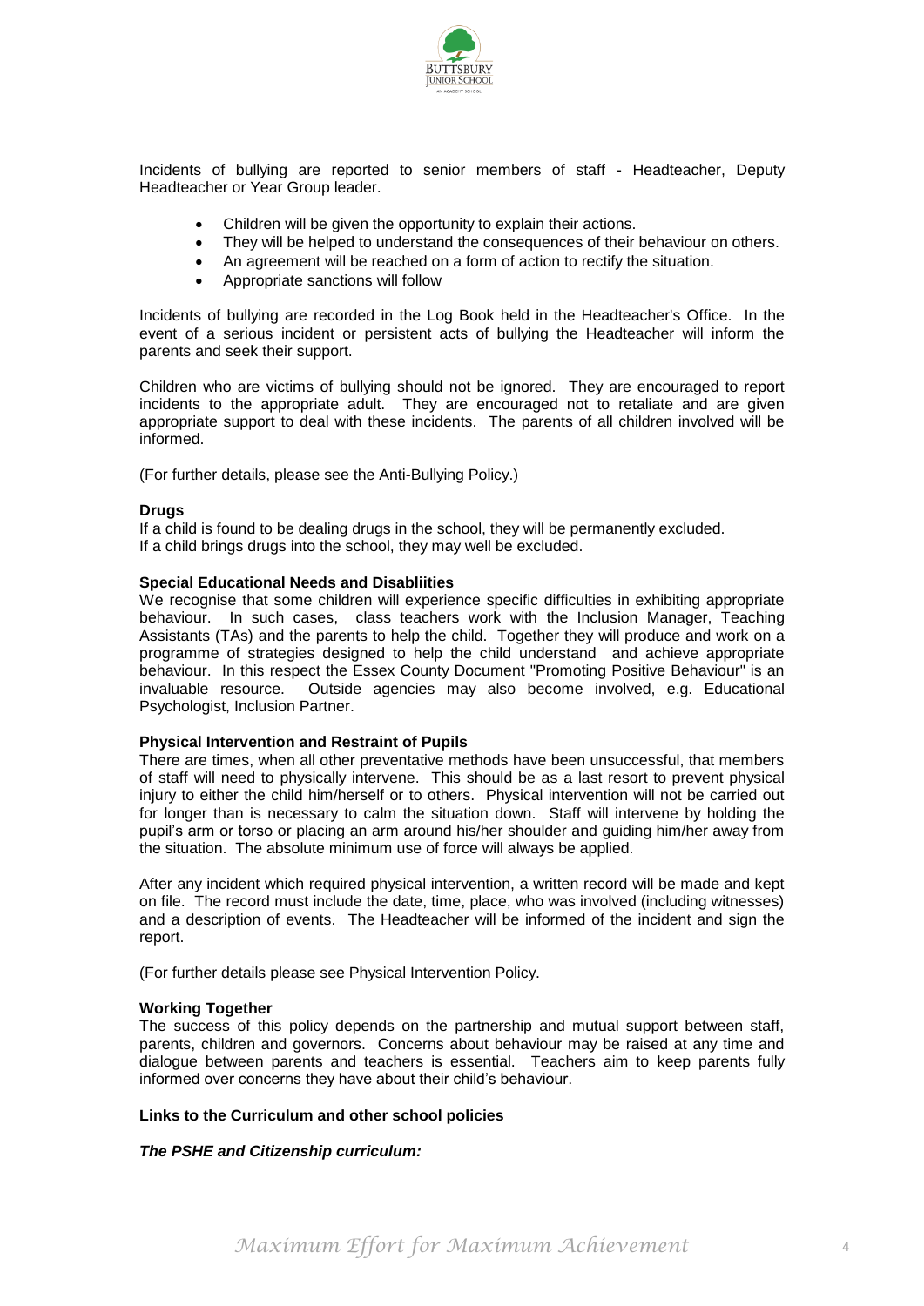Incidents of bullying are reported to senior members of staff - Headteacher, Deputy Headteacher or Year Group leader.

- Children will be given the opportunity to explain their actions.
- They will be helped to understand the consequences of their behaviour on others.
- An agreement will be reached on a form of action to rectify the situation.
- Appropriate sanctions will follow

Incidents of bullying are recorded in the Log Book held in the Headteacher's Office. In the event of a serious incident or persistent acts of bullying the Headteacher will inform the parents and seek their support.

Children who are victims of bullying should not be ignored. They are encouraged to report incidents to the appropriate adult. They are encouraged not to retaliate and are given appropriate support to deal with these incidents. The parents of all children involved will be informed.

(For further details, please see the Anti-Bullying Policy.)

**Drugs**

If a child is found to be dealing drugs in the school, they will be permanently excluded.
If a child brings drugs into the school, they may well be excluded.

**Special Educational Needs and Disabliities**

We recognise that some children will experience specific difficulties in exhibiting appropriate behaviour. In such cases, class teachers work with the Inclusion Manager, Teaching Assistants (TAs) and the parents to help the child. Together they will produce and work on a programme of strategies designed to help the child understand and achieve appropriate behaviour. In this respect the Essex County Document "Promoting Positive Behaviour" is an invaluable resource. Outside agencies may also become involved, e.g. Educational Psychologist, Inclusion Partner.

**Physical Intervention and Restraint of Pupils**

There are times, when all other preventative methods have been unsuccessful, that members of staff will need to physically intervene. This should be as a last resort to prevent physical injury to either the child him/herself or to others. Physical intervention will not be carried out for longer than is necessary to calm the situation down. Staff will intervene by holding the pupil's arm or torso or placing an arm around his/her shoulder and guiding him/her away from the situation. The absolute minimum use of force will always be applied.

After any incident which required physical intervention, a written record will be made and kept on file. The record must include the date, time, place, who was involved (including witnesses) and a description of events. The Headteacher will be informed of the incident and sign the report.

(For further details please see Physical Intervention Policy.

**Working Together**

The success of this policy depends on the partnership and mutual support between staff, parents, children and governors. Concerns about behaviour may be raised at any time and dialogue between parents and teachers is essential. Teachers aim to keep parents fully informed over concerns they have about their child's behaviour.

**Links to the Curriculum and other school policies**

***The PSHE and Citizenship curriculum:***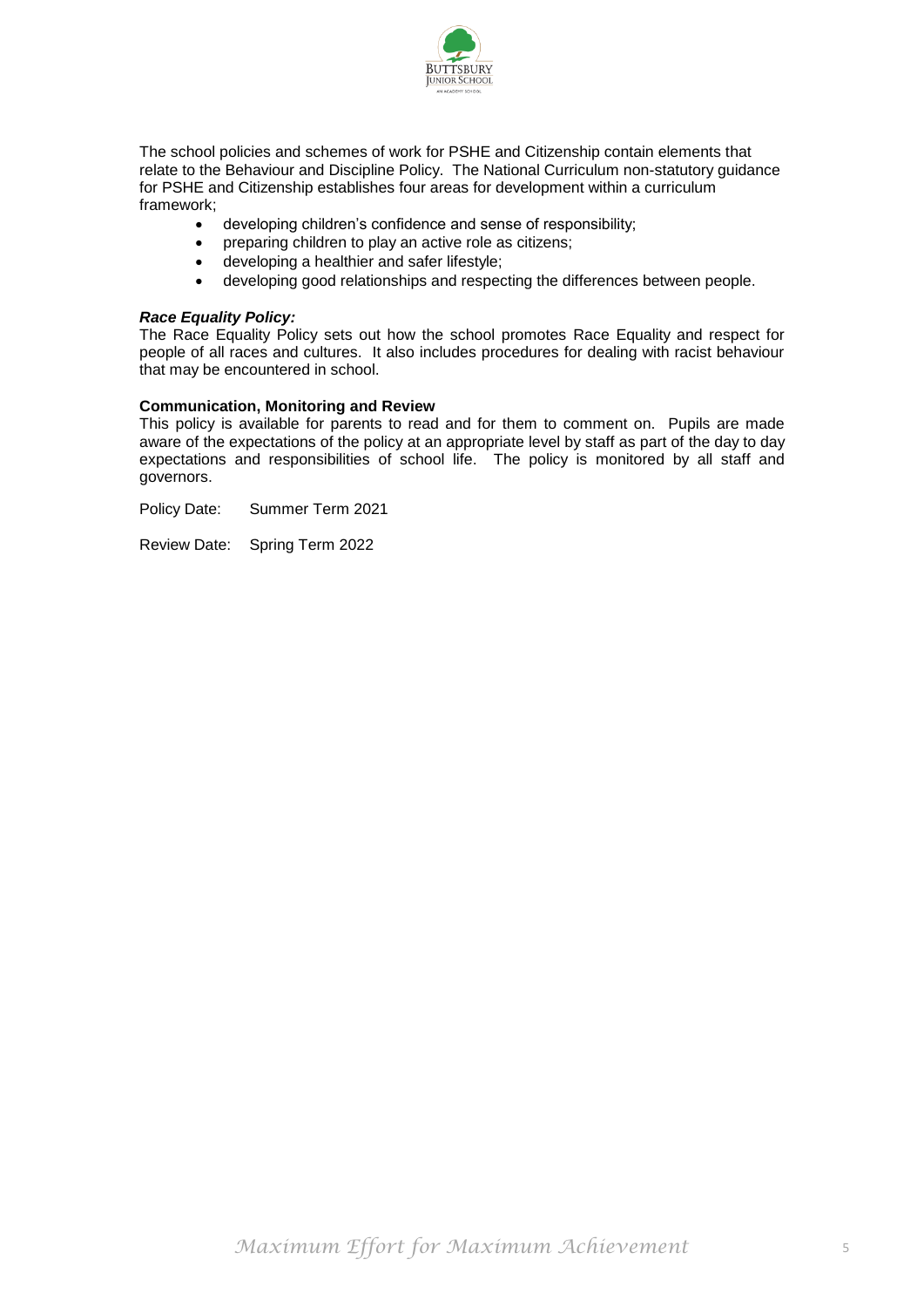The school policies and schemes of work for PSHE and Citizenship contain elements that relate to the Behaviour and Discipline Policy. The National Curriculum non-statutory guidance for PSHE and Citizenship establishes four areas for development within a curriculum framework;

- developing children's confidence and sense of responsibility;
- preparing children to play an active role as citizens;
- developing a healthier and safer lifestyle;
- developing good relationships and respecting the differences between people.

***Race Equality Policy:***

The Race Equality Policy sets out how the school promotes Race Equality and respect for people of all races and cultures. It also includes procedures for dealing with racist behaviour that may be encountered in school.

**Communication, Monitoring and Review**

This policy is available for parents to read and for them to comment on. Pupils are made aware of the expectations of the policy at an appropriate level by staff as part of the day to day expectations and responsibilities of school life. The policy is monitored by all staff and governors.

Policy Date: Summer Term 2021

Review Date: Spring Term 2022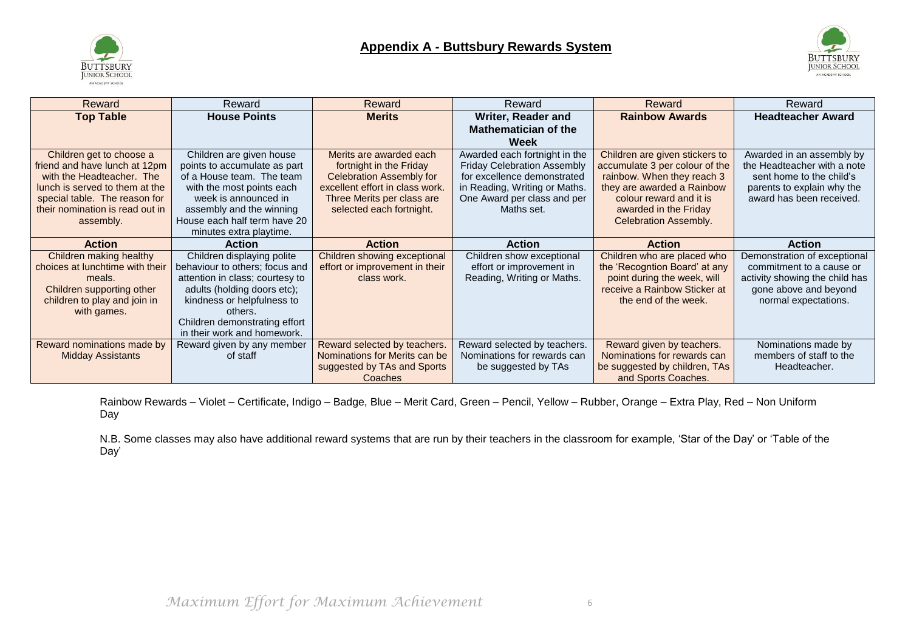## Appendix A - Buttsbury Rewards System

| Reward | Reward | Reward | Reward | Reward | Reward |
|---|---|---|---|---|---|
| **Top Table** | **House Points** | **Merits** | **Writer, Reader and Mathematician of the Week** | **Rainbow Awards** | **Headteacher Award** |
| Children get to choose a friend and have lunch at 12pm with the Headteacher. The lunch is served to them at the special table. The reason for their nomination is read out in assembly. | Children are given house points to accumulate as part of a House team. The team with the most points each week is announced in assembly and the winning House each half term have 20 minutes extra playtime. | Merits are awarded each fortnight in the Friday Celebration Assembly for excellent effort in class work. Three Merits per class are selected each fortnight. | Awarded each fortnight in the Friday Celebration Assembly for excellence demonstrated in Reading, Writing or Maths. One Award per class and per Maths set. | Children are given stickers to accumulate 3 per colour of the rainbow. When they reach 3 they are awarded a Rainbow colour reward and it is awarded in the Friday Celebration Assembly. | Awarded in an assembly by the Headteacher with a note sent home to the child's parents to explain why the award has been received. |
| **Action** | **Action** | **Action** | **Action** | **Action** | **Action** |
| Children making healthy choices at lunchtime with their meals. Children supporting other children to play and join in with games. | Children displaying polite behaviour to others; focus and attention in class; courtesy to adults (holding doors etc); kindness or helpfulness to others. Children demonstrating effort in their work and homework. | Children showing exceptional effort or improvement in their class work. | Children show exceptional effort or improvement in Reading, Writing or Maths. | Children who are placed who the 'Recogntion Board' at any point during the week, will receive a Rainbow Sticker at the end of the week. | Demonstration of exceptional commitment to a cause or activity showing the child has gone above and beyond normal expectations. |
| Reward nominations made by Midday Assistants | Reward given by any member of staff | Reward selected by teachers. Nominations for Merits can be suggested by TAs and Sports Coaches | Reward selected by teachers. Nominations for rewards can be suggested by TAs | Reward given by teachers. Nominations for rewards can be suggested by children, TAs and Sports Coaches. | Nominations made by members of staff to the Headteacher. |

Rainbow Rewards – Violet – Certificate, Indigo – Badge, Blue – Merit Card, Green – Pencil, Yellow – Rubber, Orange – Extra Play, Red – Non Uniform Day

N.B. Some classes may also have additional reward systems that are run by their teachers in the classroom for example, 'Star of the Day' or 'Table of the Day'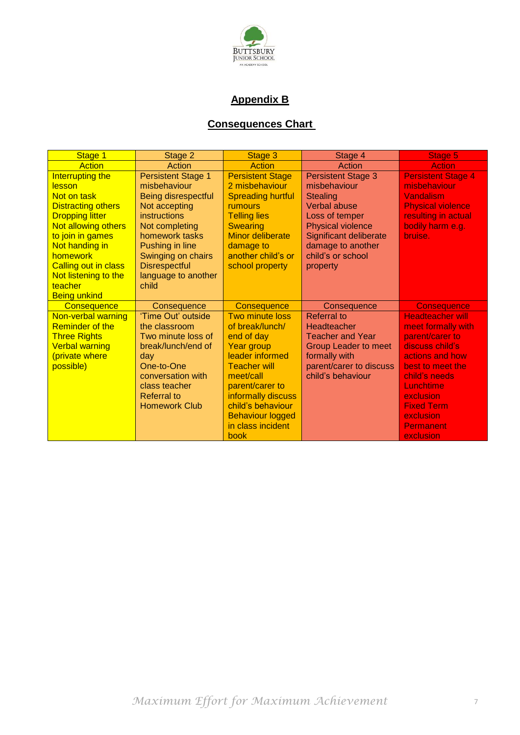## Appendix B

## Consequences Chart

| Stage 1 | Stage 2 | Stage 3 | Stage 4 | Stage 5 |
|---|---|---|---|---|
| Action | Action | Action | Action | Action |
| Interrupting the lesson<br>Not on task<br>Distracting others<br>Dropping litter<br>Not allowing others to join in games<br>Not handing in homework<br>Calling out in class<br>Not listening to the teacher<br>Being unkind | Persistent Stage 1 misbehaviour<br>Being disrespectful<br>Not accepting instructions<br>Not completing homework tasks<br>Pushing in line<br>Swinging on chairs<br>Disrespectful language to another child | Persistent Stage 2 misbehaviour<br>Spreading hurtful rumours<br>Telling lies<br>Swearing<br>Minor deliberate damage to another child's or school property | Persistent Stage 3 misbehaviour<br>Stealing<br>Verbal abuse<br>Loss of temper<br>Physical violence<br>Significant deliberate damage to another child's or school property | Persistent Stage 4 misbehaviour<br>Vandalism<br>Physical violence resulting in actual bodily harm e.g. bruise. |
| Consequence | Consequence | Consequence | Consequence | Consequence |
| Non-verbal warning<br>Reminder of the Three Rights<br>Verbal warning (private where possible) | 'Time Out' outside the classroom<br>Two minute loss of break/lunch/end of day<br>One-to-One conversation with class teacher<br>Referral to Homework Club | Two minute loss of break/lunch/ end of day<br>Year group leader informed<br>Teacher will meet/call parent/carer to informally discuss child's behaviour<br>Behaviour logged in class incident book | Referral to Headteacher<br>Teacher and Year Group Leader to meet formally with parent/carer to discuss child's behaviour | Headteacher will meet formally with parent/carer to discuss child's actions and how best to meet the child's needs<br>Lunchtime exclusion<br>Fixed Term exclusion<br>Permanent exclusion |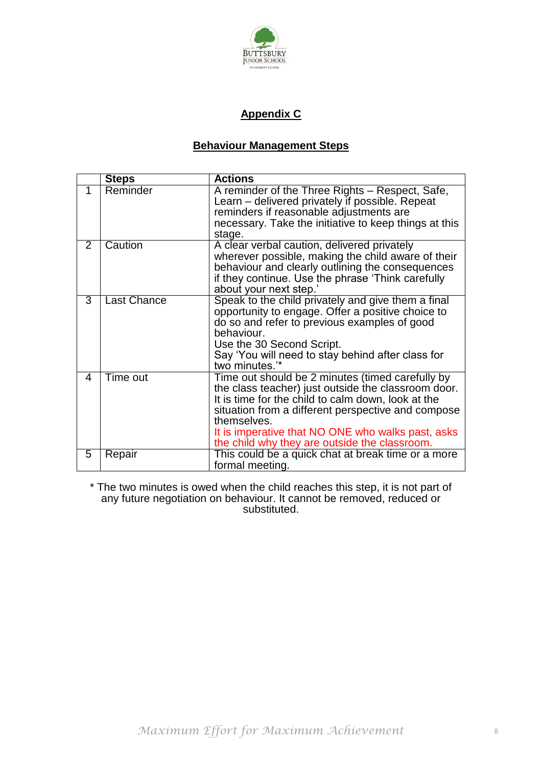# Appendix C

## Behaviour Management Steps

| | Steps | Actions |
|---|---|---|
| 1 | Reminder | A reminder of the Three Rights – Respect, Safe, Learn – delivered privately if possible. Repeat reminders if reasonable adjustments are necessary. Take the initiative to keep things at this stage. |
| 2 | Caution | A clear verbal caution, delivered privately wherever possible, making the child aware of their behaviour and clearly outlining the consequences if they continue. Use the phrase 'Think carefully about your next step.' |
| 3 | Last Chance | Speak to the child privately and give them a final opportunity to engage. Offer a positive choice to do so and refer to previous examples of good behaviour.<br>Use the 30 Second Script.<br>Say 'You will need to stay behind after class for two minutes.'* |
| 4 | Time out | Time out should be 2 minutes (timed carefully by the class teacher) just outside the classroom door. It is time for the child to calm down, look at the situation from a different perspective and compose themselves.<br>It is imperative that NO ONE who walks past, asks the child why they are outside the classroom. |
| 5 | Repair | This could be a quick chat at break time or a more formal meeting. |

* The two minutes is owed when the child reaches this step, it is not part of any future negotiation on behaviour. It cannot be removed, reduced or substituted.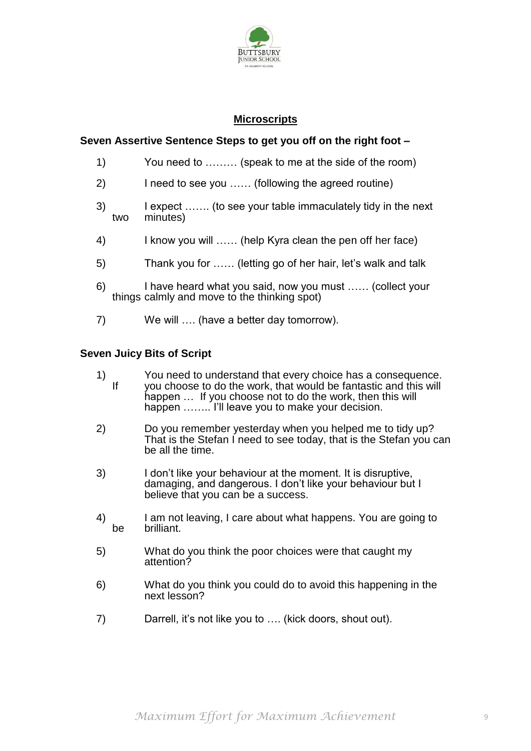## Microscripts

**Seven Assertive Sentence Steps to get you off on the right foot –**

1) You need to ……… (speak to me at the side of the room)
2) I need to see you …… (following the agreed routine)
3) I expect ……. (to see your table immaculately tidy in the next two minutes)
4) I know you will …… (help Kyra clean the pen off her face)
5) Thank you for …… (letting go of her hair, let's walk and talk
6) I have heard what you said, now you must …… (collect your things calmly and move to the thinking spot)
7) We will …. (have a better day tomorrow).

**Seven Juicy Bits of Script**

1) You need to understand that every choice has a consequence. If you choose to do the work, that would be fantastic and this will happen … If you choose not to do the work, then this will happen …….. I'll leave you to make your decision.
2) Do you remember yesterday when you helped me to tidy up? That is the Stefan I need to see today, that is the Stefan you can be all the time.
3) I don't like your behaviour at the moment. It is disruptive, damaging, and dangerous. I don't like your behaviour but I believe that you can be a success.
4) I am not leaving, I care about what happens. You are going to be brilliant.
5) What do you think the poor choices were that caught my attention?
6) What do you think you could do to avoid this happening in the next lesson?
7) Darrell, it's not like you to …. (kick doors, shout out).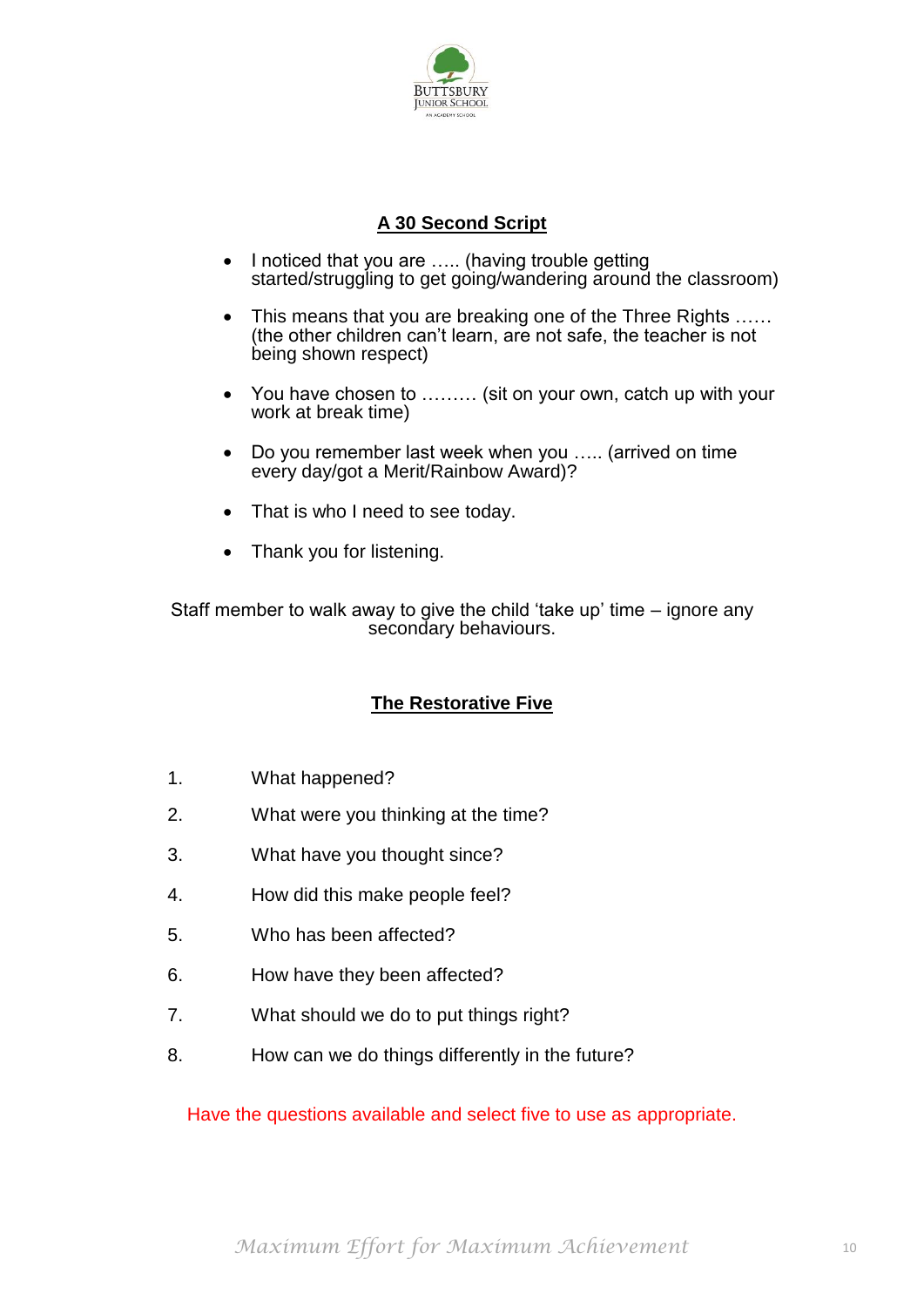## A 30 Second Script

- I noticed that you are ….. (having trouble getting started/struggling to get going/wandering around the classroom)
- This means that you are breaking one of the Three Rights …… (the other children can't learn, are not safe, the teacher is not being shown respect)
- You have chosen to ……… (sit on your own, catch up with your work at break time)
- Do you remember last week when you ….. (arrived on time every day/got a Merit/Rainbow Award)?
- That is who I need to see today.
- Thank you for listening.

Staff member to walk away to give the child 'take up' time – ignore any secondary behaviours.

## The Restorative Five

1. What happened?
2. What were you thinking at the time?
3. What have you thought since?
4. How did this make people feel?
5. Who has been affected?
6. How have they been affected?
7. What should we do to put things right?
8. How can we do things differently in the future?

Have the questions available and select five to use as appropriate.